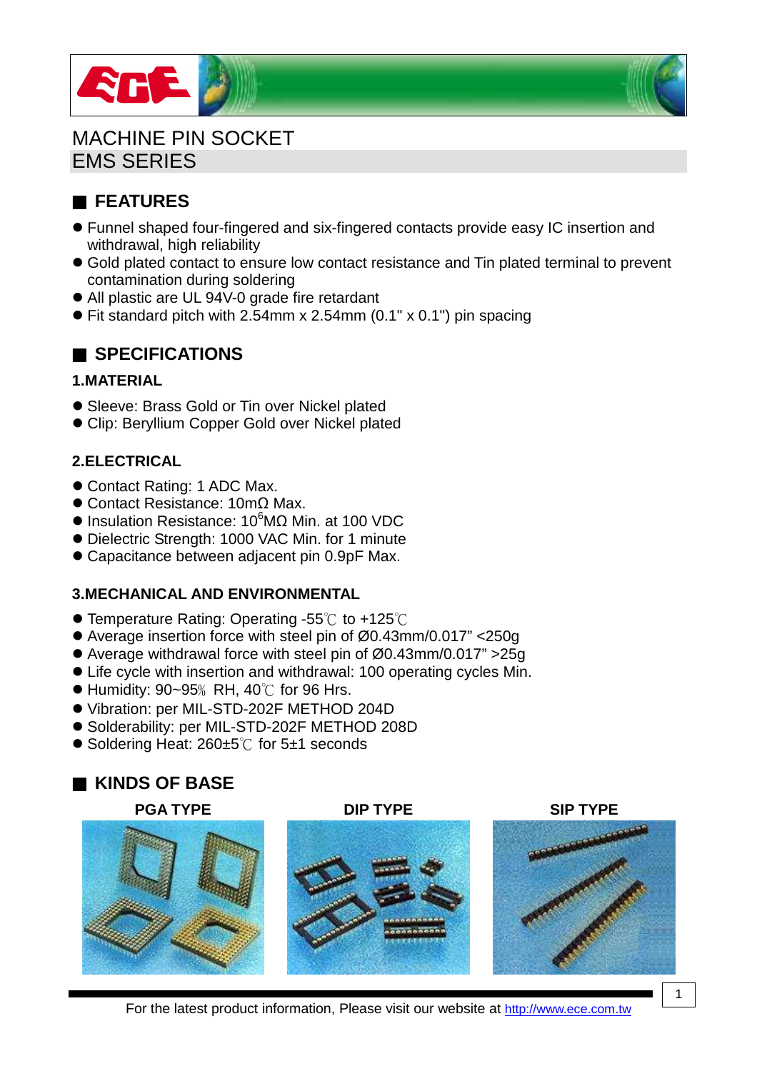# MACHINE PIN SOCKET
# EMS SERIES

## FEATURES

- Funnel shaped four-fingered and six-fingered contacts provide easy IC insertion and withdrawal, high reliability
- Gold plated contact to ensure low contact resistance and Tin plated terminal to prevent contamination during soldering
- All plastic are UL 94V-0 grade fire retardant
- Fit standard pitch with 2.54mm x 2.54mm (0.1" x 0.1") pin spacing

## SPECIFICATIONS

### 1.MATERIAL

- Sleeve: Brass Gold or Tin over Nickel plated
- Clip: Beryllium Copper Gold over Nickel plated

### 2.ELECTRICAL

- Contact Rating: 1 ADC Max.
- Contact Resistance: 10mΩ Max.
- Insulation Resistance: $10^6$MΩ Min. at 100 VDC
- Dielectric Strength: 1000 VAC Min. for 1 minute
- Capacitance between adjacent pin 0.9pF Max.

### 3.MECHANICAL AND ENVIRONMENTAL

- Temperature Rating: Operating -55℃ to +125℃
- Average insertion force with steel pin of Ø0.43mm/0.017" <250g
- Average withdrawal force with steel pin of Ø0.43mm/0.017" >25g
- Life cycle with insertion and withdrawal: 100 operating cycles Min.
- Humidity: 90~95% RH, 40℃ for 96 Hrs.
- Vibration: per MIL-STD-202F METHOD 204D
- Solderability: per MIL-STD-202F METHOD 208D
- Soldering Heat: 260±5℃ for 5±1 seconds

## KINDS OF BASE

**PGA TYPE** **DIP TYPE** **SIP TYPE**

For the latest product information, Please visit our website at http://www.ece.com.tw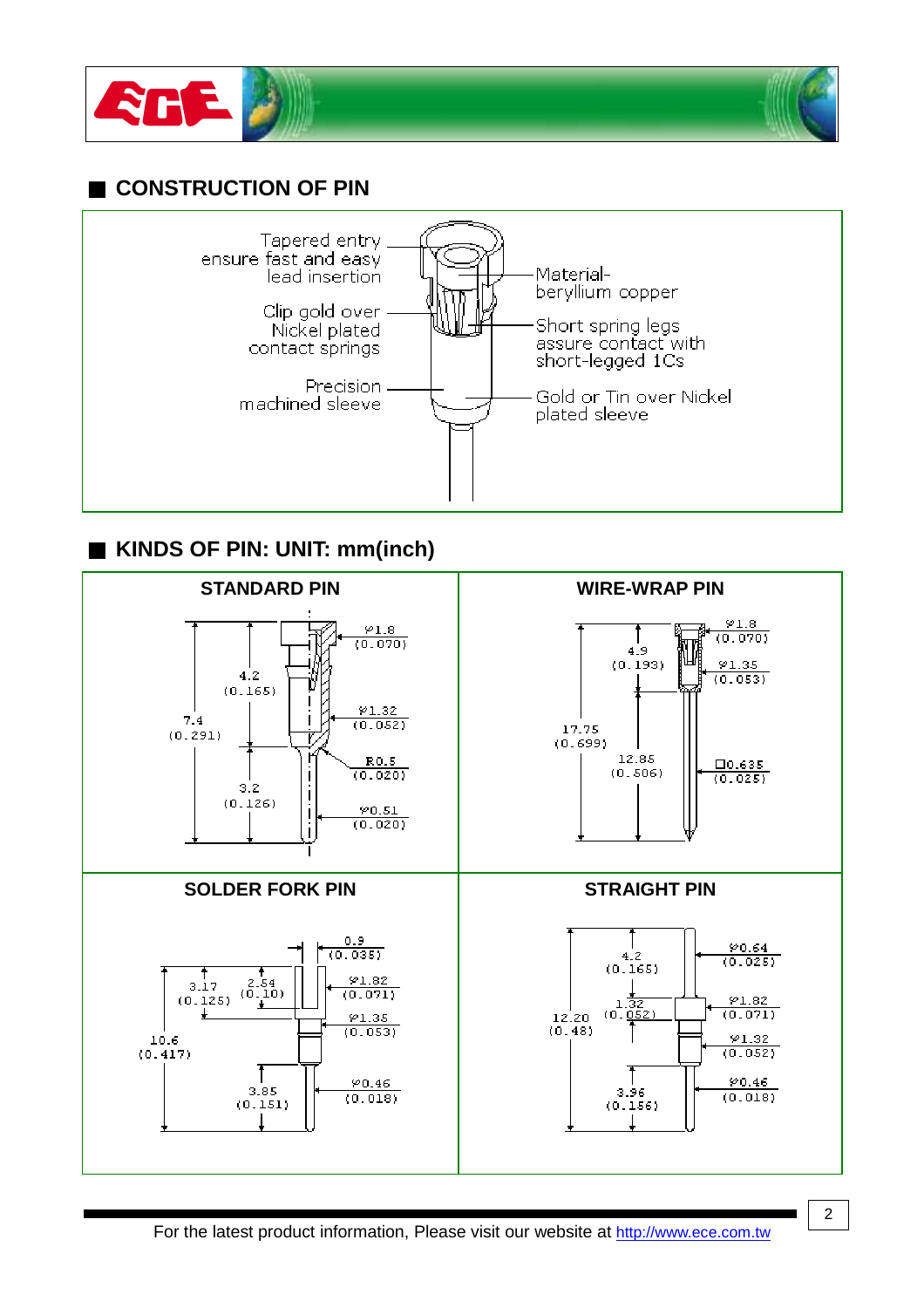## CONSTRUCTION OF PIN

Tapered entry ensure fast and easy lead insertion

Clip gold over Nickel plated contact springs

Precision machined sleeve

Material- beryllium copper

Short spring legs assure contact with short-legged 1Cs

Gold or Tin over Nickel plated sleeve

## KINDS OF PIN: UNIT: mm(inch)

### STANDARD PIN

φ1.8 (0.070)

4.2 (0.165)

7.4 (0.291)

φ1.32 (0.052)

R0.5 (0.020)

3.2 (0.126)

φ0.51 (0.020)

### WIRE-WRAP PIN

φ1.8 (0.070)

4.9 (0.193)

φ1.35 (0.053)

17.75 (0.699)

12.85 (0.506)

□0.635 (0.025)

### SOLDER FORK PIN

0.9 (0.035)

3.17 (0.125)

2.54 (0.10)

φ1.82 (0.071)

φ1.35 (0.053)

10.6 (0.417)

3.85 (0.151)

φ0.46 (0.018)

### STRAIGHT PIN

4.2 (0.165)

φ0.64 (0.025)

1.32 (0.052)

φ1.82 (0.071)

12.20 (0.48)

φ1.32 (0.052)

3.96 (0.156)

φ0.46 (0.018)

For the latest product information, Please visit our website at http://www.ece.com.tw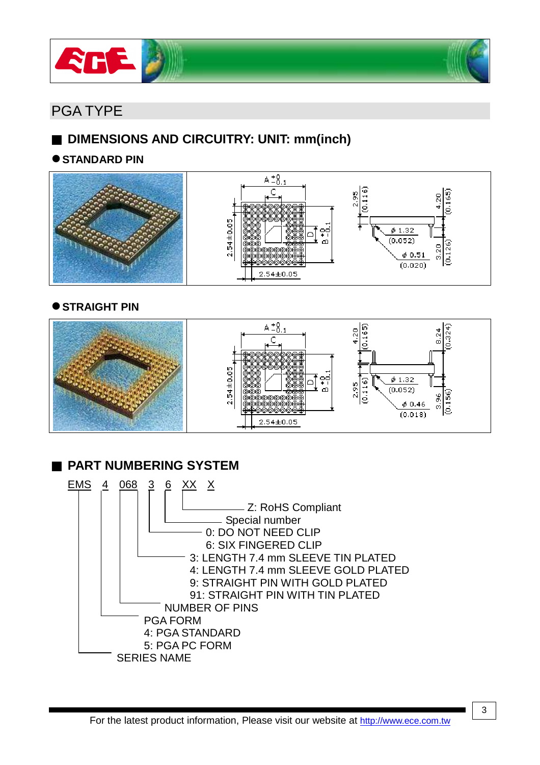## PGA TYPE

### DIMENSIONS AND CIRCUITRY: UNIT: mm(inch)

**STANDARD PIN**

**STRAIGHT PIN**

### PART NUMBERING SYSTEM

EMS 4 068 3 6 XX X

- X — Z: RoHS Compliant
- XX — Special number
- 6 — 0: DO NOT NEED CLIP; 6: SIX FINGERED CLIP
- 3 — 3: LENGTH 7.4 mm SLEEVE TIN PLATED; 4: LENGTH 7.4 mm SLEEVE GOLD PLATED; 9: STRAIGHT PIN WITH GOLD PLATED; 91: STRAIGHT PIN WITH TIN PLATED
- 068 — NUMBER OF PINS
- 4 — PGA FORM: 4: PGA STANDARD; 5: PGA PC FORM
- EMS — SERIES NAME

For the latest product information, Please visit our website at http://www.ece.com.tw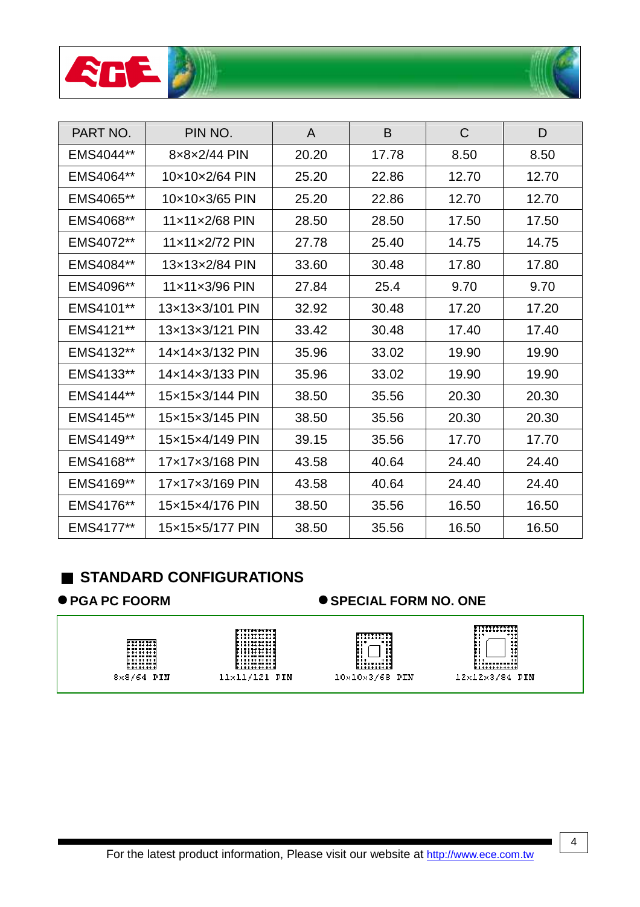| PART NO. | PIN NO. | A | B | C | D |
|---|---|---|---|---|---|
| EMS4044** | 8×8×2/44 PIN | 20.20 | 17.78 | 8.50 | 8.50 |
| EMS4064** | 10×10×2/64 PIN | 25.20 | 22.86 | 12.70 | 12.70 |
| EMS4065** | 10×10×3/65 PIN | 25.20 | 22.86 | 12.70 | 12.70 |
| EMS4068** | 11×11×2/68 PIN | 28.50 | 28.50 | 17.50 | 17.50 |
| EMS4072** | 11×11×2/72 PIN | 27.78 | 25.40 | 14.75 | 14.75 |
| EMS4084** | 13×13×2/84 PIN | 33.60 | 30.48 | 17.80 | 17.80 |
| EMS4096** | 11×11×3/96 PIN | 27.84 | 25.4 | 9.70 | 9.70 |
| EMS4101** | 13×13×3/101 PIN | 32.92 | 30.48 | 17.20 | 17.20 |
| EMS4121** | 13×13×3/121 PIN | 33.42 | 30.48 | 17.40 | 17.40 |
| EMS4132** | 14×14×3/132 PIN | 35.96 | 33.02 | 19.90 | 19.90 |
| EMS4133** | 14×14×3/133 PIN | 35.96 | 33.02 | 19.90 | 19.90 |
| EMS4144** | 15×15×3/144 PIN | 38.50 | 35.56 | 20.30 | 20.30 |
| EMS4145** | 15×15×3/145 PIN | 38.50 | 35.56 | 20.30 | 20.30 |
| EMS4149** | 15×15×4/149 PIN | 39.15 | 35.56 | 17.70 | 17.70 |
| EMS4168** | 17×17×3/168 PIN | 43.58 | 40.64 | 24.40 | 24.40 |
| EMS4169** | 17×17×3/169 PIN | 43.58 | 40.64 | 24.40 | 24.40 |
| EMS4176** | 15×15×4/176 PIN | 38.50 | 35.56 | 16.50 | 16.50 |
| EMS4177** | 15×15×5/177 PIN | 38.50 | 35.56 | 16.50 | 16.50 |

## ■ STANDARD CONFIGURATIONS

● **PGA PC FOORM**

8×8/64 PIN

11×11/121 PIN

● **SPECIAL FORM NO. ONE**

10×10×3/68 PIN

12×12×3/84 PIN

For the latest product information, Please visit our website at http://www.ece.com.tw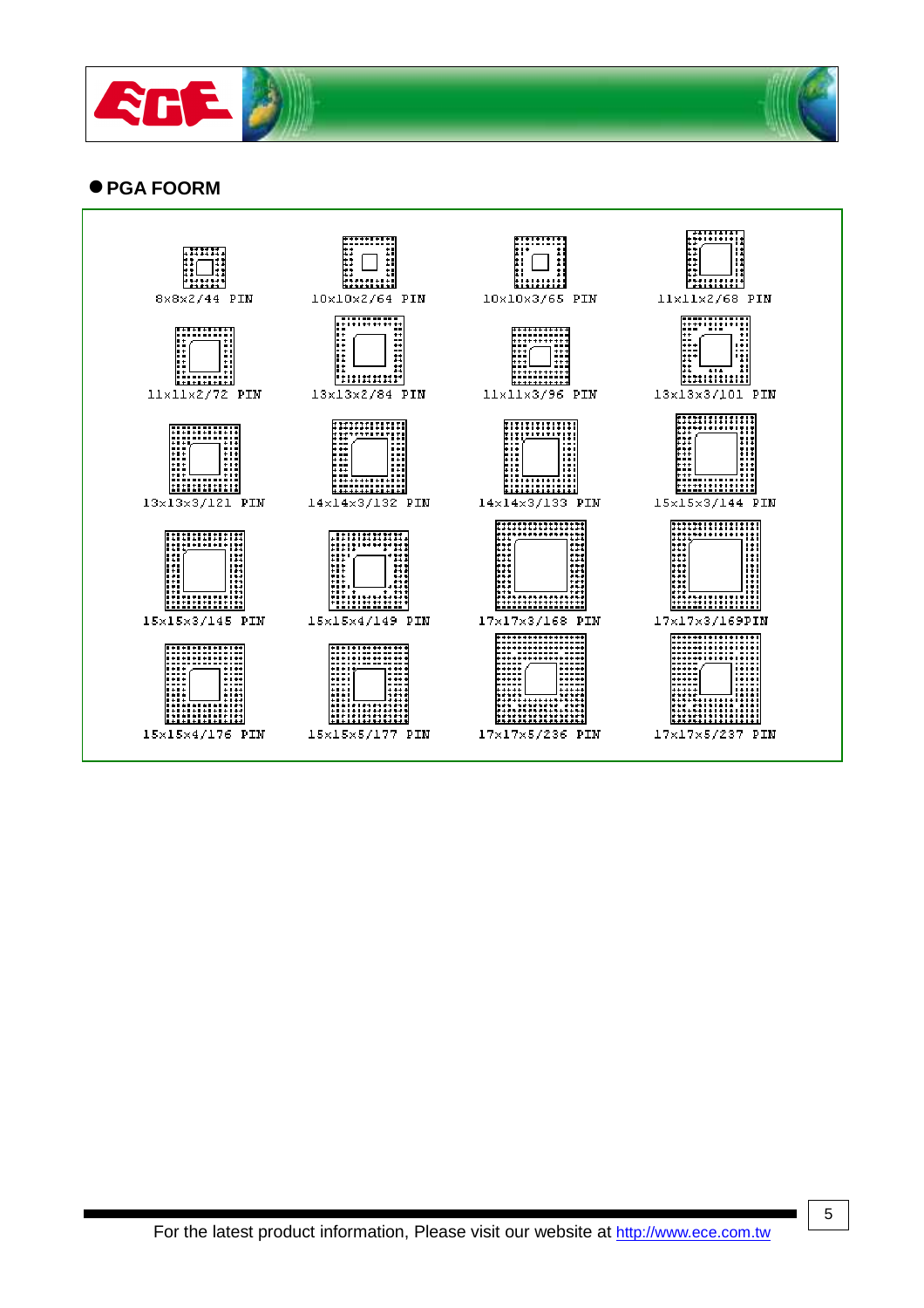## ● PGA FOORM

| | | | |
|---|---|---|---|
| 8x8x2/44 PIN | 10x10x2/64 PIN | 10x10x3/65 PIN | 11x11x2/68 PIN |
| 11x11x2/72 PIN | 13x13x2/84 PIN | 11x11x3/96 PIN | 13x13x3/101 PIN |
| 13x13x3/121 PIN | 14x14x3/132 PIN | 14x14x3/133 PIN | 15x15x3/144 PIN |
| 15x15x3/145 PIN | 15x15x4/149 PIN | 17x17x3/168 PIN | 17x17x3/169PIN |
| 15x15x4/176 PIN | 15x15x5/177 PIN | 17x17x5/236 PIN | 17x17x5/237 PIN |

For the latest product information, Please visit our website at http://www.ece.com.tw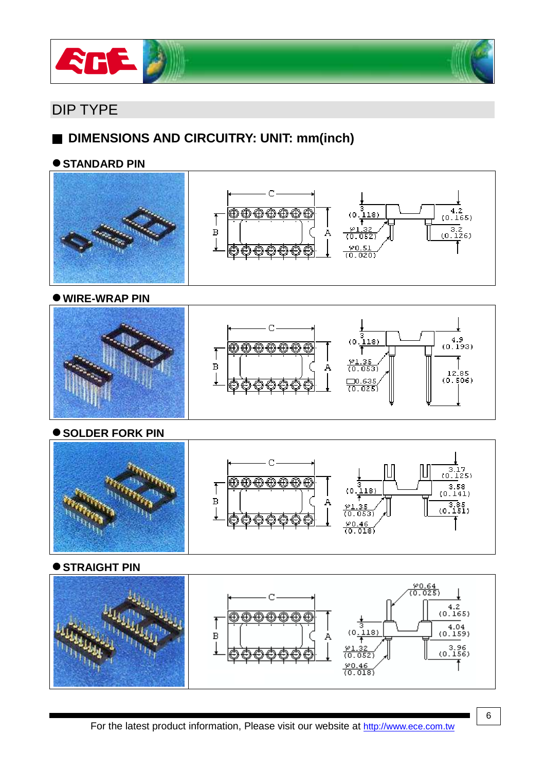## DIP TYPE

### ■ DIMENSIONS AND CIRCUITRY: UNIT: mm(inch)

#### ● STANDARD PIN

C
B
A
3 (0.118)
φ1.32 (0.052)
φ0.51 (0.020)
4.2 (0.165)
3.2 (0.126)

#### ● WIRE-WRAP PIN

C
B
A
3 (0.118)
φ1.35 (0.053)
□0.635 (0.025)
4.9 (0.193)
12.85 (0.506)

#### ● SOLDER FORK PIN

C
B
A
3 (0.118)
φ1.35 (0.053)
φ0.46 (0.018)
3.17 (0.125)
3.58 (0.141)
3.85 (0.151)

#### ● STRAIGHT PIN

C
B
A
φ0.64 (0.025)
3 (0.118)
φ1.32 (0.052)
φ0.46 (0.018)
4.2 (0.165)
4.04 (0.159)
3.96 (0.156)

For the latest product information, Please visit our website at http://www.ece.com.tw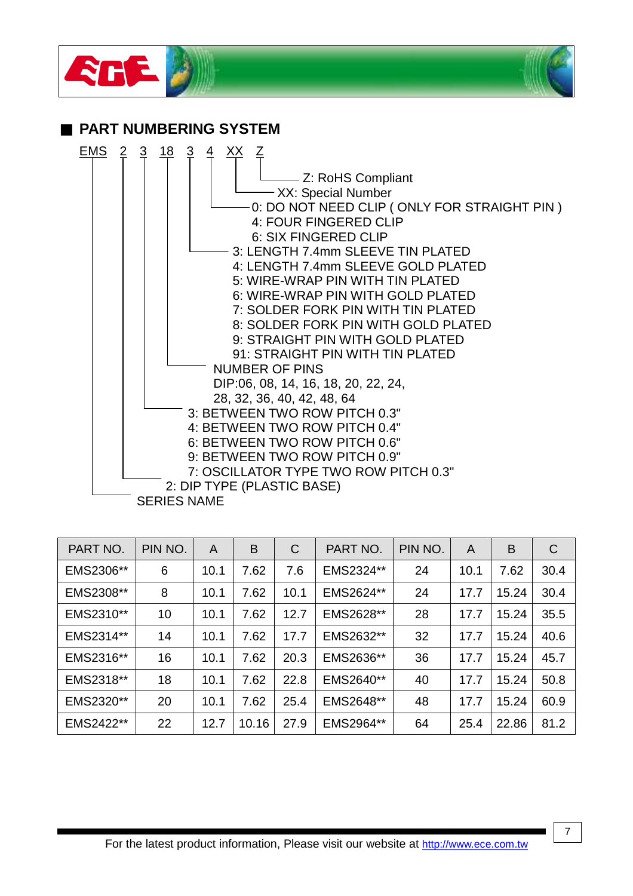## PART NUMBERING SYSTEM

EMS 2 3 18 3 4 XX Z

- Z: RoHS Compliant
- XX: Special Number
- 0: DO NOT NEED CLIP ( ONLY FOR STRAIGHT PIN )
  4: FOUR FINGERED CLIP
  6: SIX FINGERED CLIP
- 3: LENGTH 7.4mm SLEEVE TIN PLATED
  4: LENGTH 7.4mm SLEEVE GOLD PLATED
  5: WIRE-WRAP PIN WITH TIN PLATED
  6: WIRE-WRAP PIN WITH GOLD PLATED
  7: SOLDER FORK PIN WITH TIN PLATED
  8: SOLDER FORK PIN WITH GOLD PLATED
  9: STRAIGHT PIN WITH GOLD PLATED
  91: STRAIGHT PIN WITH TIN PLATED
- NUMBER OF PINS
  DIP:06, 08, 14, 16, 18, 20, 22, 24,
  28, 32, 36, 40, 42, 48, 64
- 3: BETWEEN TWO ROW PITCH 0.3"
  4: BETWEEN TWO ROW PITCH 0.4"
  6: BETWEEN TWO ROW PITCH 0.6"
  9: BETWEEN TWO ROW PITCH 0.9"
  7: OSCILLATOR TYPE TWO ROW PITCH 0.3"
- 2: DIP TYPE (PLASTIC BASE)
- SERIES NAME

| PART NO. | PIN NO. | A | B | C | PART NO. | PIN NO. | A | B | C |
|---|---|---|---|---|---|---|---|---|---|
| EMS2306** | 6 | 10.1 | 7.62 | 7.6 | EMS2324** | 24 | 10.1 | 7.62 | 30.4 |
| EMS2308** | 8 | 10.1 | 7.62 | 10.1 | EMS2624** | 24 | 17.7 | 15.24 | 30.4 |
| EMS2310** | 10 | 10.1 | 7.62 | 12.7 | EMS2628** | 28 | 17.7 | 15.24 | 35.5 |
| EMS2314** | 14 | 10.1 | 7.62 | 17.7 | EMS2632** | 32 | 17.7 | 15.24 | 40.6 |
| EMS2316** | 16 | 10.1 | 7.62 | 20.3 | EMS2636** | 36 | 17.7 | 15.24 | 45.7 |
| EMS2318** | 18 | 10.1 | 7.62 | 22.8 | EMS2640** | 40 | 17.7 | 15.24 | 50.8 |
| EMS2320** | 20 | 10.1 | 7.62 | 25.4 | EMS2648** | 48 | 17.7 | 15.24 | 60.9 |
| EMS2422** | 22 | 12.7 | 10.16 | 27.9 | EMS2964** | 64 | 25.4 | 22.86 | 81.2 |

For the latest product information, Please visit our website at http://www.ece.com.tw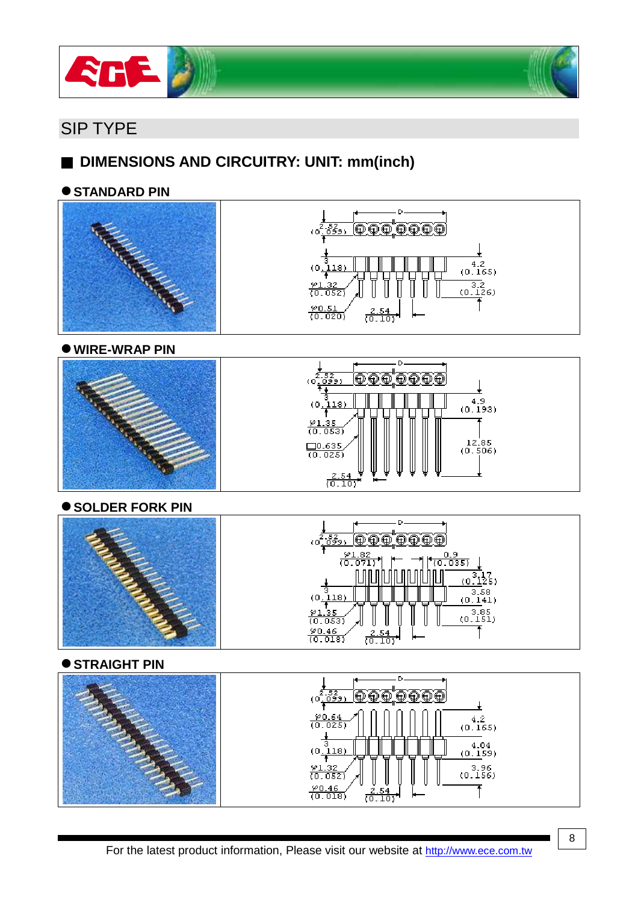## SIP TYPE

### DIMENSIONS AND CIRCUITRY: UNIT: mm(inch)

**● STANDARD PIN**

D

2.52 (0.099)

3 (0.118)

φ1.32 (0.052)

φ0.51 (0.020)

2.54 (0.10)

4.2 (0.165)

3.2 (0.126)

**● WIRE-WRAP PIN**

D

2.52 (0.099)

3 (0.118)

φ1.35 (0.053)

□0.635 (0.025)

2.54 (0.10)

4.9 (0.193)

12.85 (0.506)

**● SOLDER FORK PIN**

D

2.52 (0.099)

φ1.82 (0.071)

0.9 (0.035)

3 (0.118)

φ1.35 (0.053)

φ0.46 (0.018)

2.54 (0.10)

3.17 (0.125)

3.58 (0.141)

3.85 (0.151)

**● STRAIGHT PIN**

D

2.52 (0.099)

φ0.64 (0.025)

3 (0.118)

φ1.32 (0.052)

φ0.46 (0.018)

2.54 (0.10)

4.2 (0.165)

4.04 (0.159)

3.96 (0.156)

For the latest product information, Please visit our website at http://www.ece.com.tw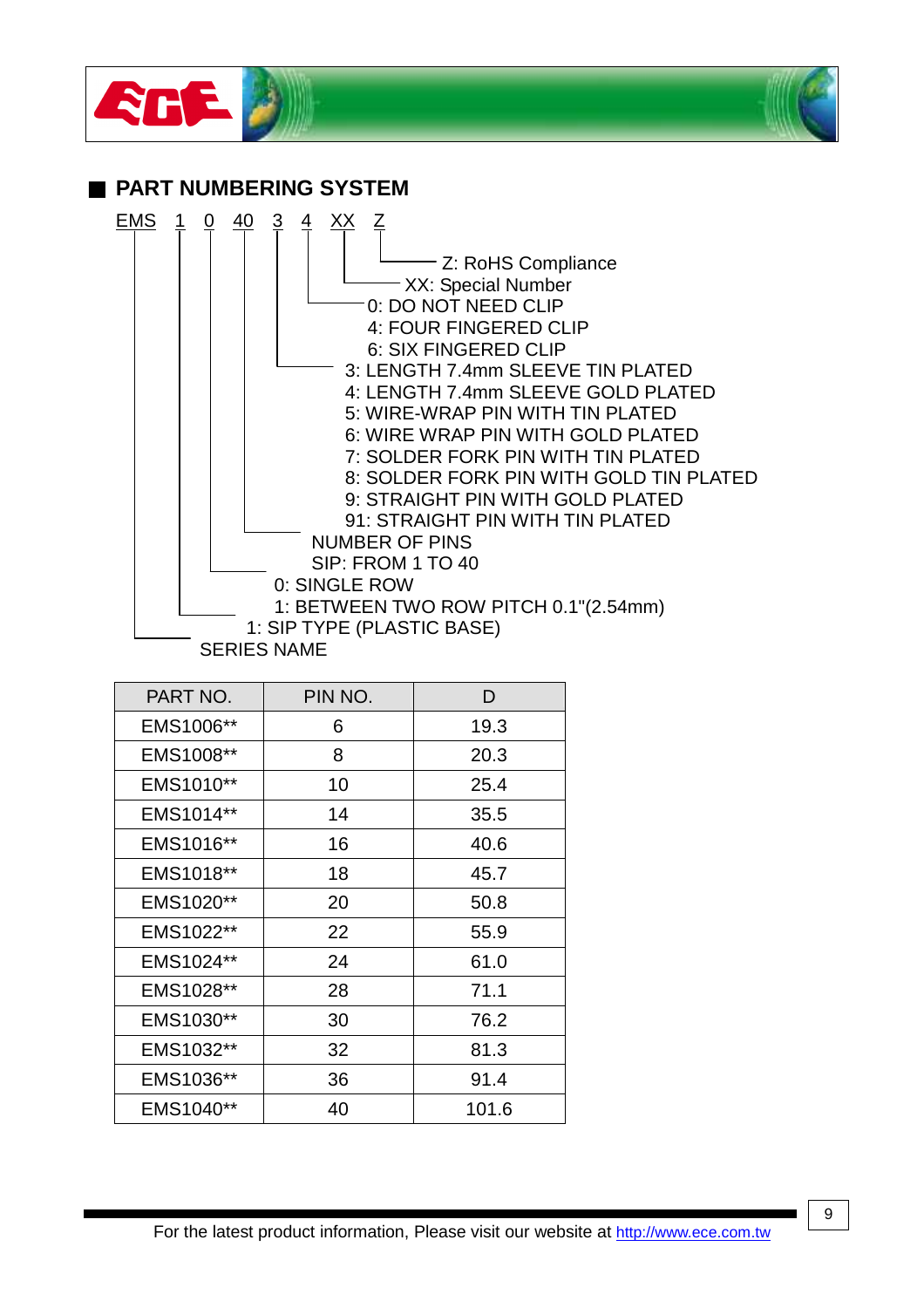## PART NUMBERING SYSTEM

EMS 1 0 40 3 4 XX Z

- Z: RoHS Compliance
- XX: Special Number
- 0: DO NOT NEED CLIP
  4: FOUR FINGERED CLIP
  6: SIX FINGERED CLIP
- 3: LENGTH 7.4mm SLEEVE TIN PLATED
  4: LENGTH 7.4mm SLEEVE GOLD PLATED
  5: WIRE-WRAP PIN WITH TIN PLATED
  6: WIRE WRAP PIN WITH GOLD PLATED
  7: SOLDER FORK PIN WITH TIN PLATED
  8: SOLDER FORK PIN WITH GOLD TIN PLATED
  9: STRAIGHT PIN WITH GOLD PLATED
  91: STRAIGHT PIN WITH TIN PLATED
- NUMBER OF PINS
  SIP: FROM 1 TO 40
- 0: SINGLE ROW
  1: BETWEEN TWO ROW PITCH 0.1"(2.54mm)
- 1: SIP TYPE (PLASTIC BASE)
- SERIES NAME

| PART NO. | PIN NO. | D |
|---|---|---|
| EMS1006** | 6 | 19.3 |
| EMS1008** | 8 | 20.3 |
| EMS1010** | 10 | 25.4 |
| EMS1014** | 14 | 35.5 |
| EMS1016** | 16 | 40.6 |
| EMS1018** | 18 | 45.7 |
| EMS1020** | 20 | 50.8 |
| EMS1022** | 22 | 55.9 |
| EMS1024** | 24 | 61.0 |
| EMS1028** | 28 | 71.1 |
| EMS1030** | 30 | 76.2 |
| EMS1032** | 32 | 81.3 |
| EMS1036** | 36 | 91.4 |
| EMS1040** | 40 | 101.6 |

For the latest product information, Please visit our website at http://www.ece.com.tw